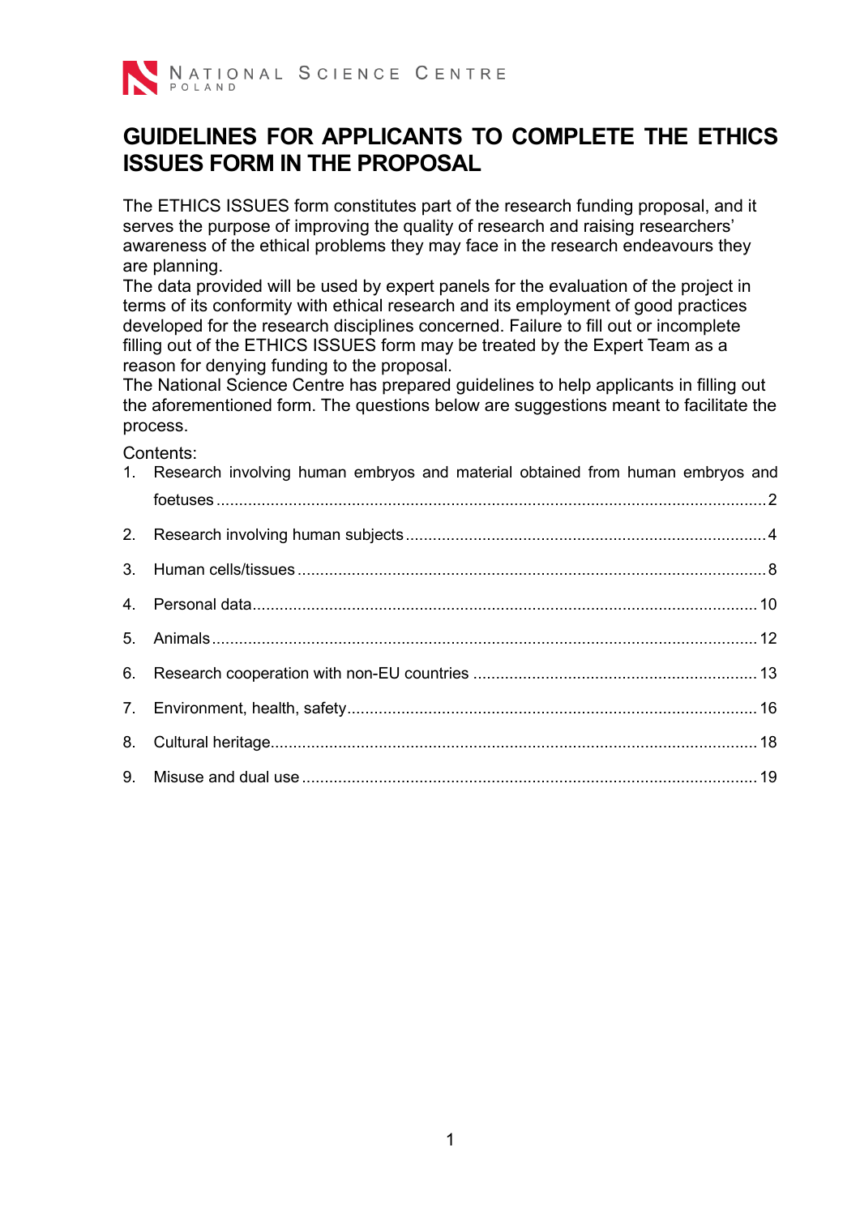NATIONAL SCIENCE CENTRE
POLAND

# GUIDELINES FOR APPLICANTS TO COMPLETE THE ETHICS ISSUES FORM IN THE PROPOSAL

The ETHICS ISSUES form constitutes part of the research funding proposal, and it serves the purpose of improving the quality of research and raising researchers' awareness of the ethical problems they may face in the research endeavours they are planning.
The data provided will be used by expert panels for the evaluation of the project in terms of its conformity with ethical research and its employment of good practices developed for the research disciplines concerned. Failure to fill out or incomplete filling out of the ETHICS ISSUES form may be treated by the Expert Team as a reason for denying funding to the proposal.
The National Science Centre has prepared guidelines to help applicants in filling out the aforementioned form. The questions below are suggestions meant to facilitate the process.

Contents:

1. Research involving human embryos and material obtained from human embryos and foetuses ..... 2
2. Research involving human subjects ..... 4
3. Human cells/tissues ..... 8
4. Personal data ..... 10
5. Animals ..... 12
6. Research cooperation with non-EU countries ..... 13
7. Environment, health, safety ..... 16
8. Cultural heritage ..... 18
9. Misuse and dual use ..... 19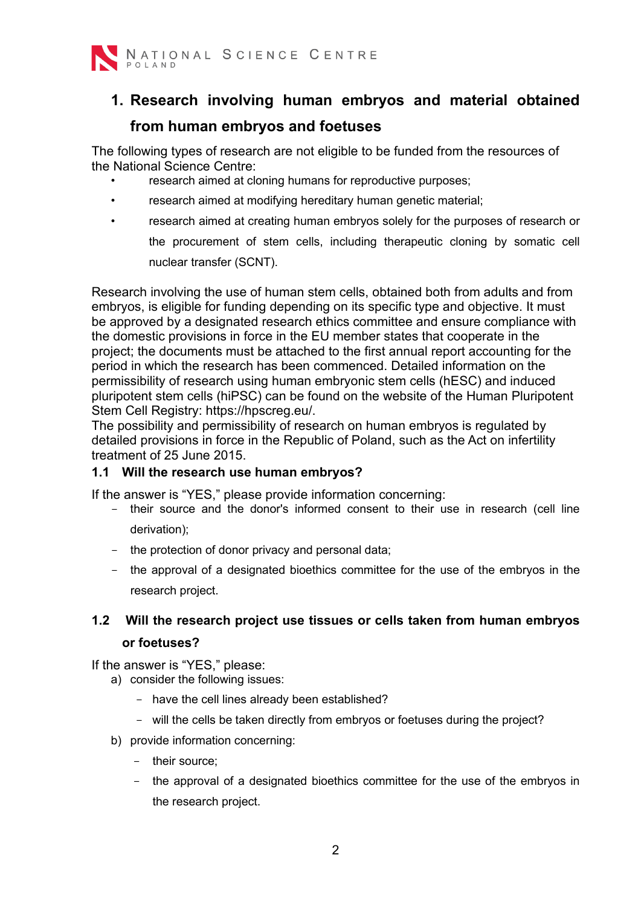## 1. Research involving human embryos and material obtained from human embryos and foetuses

The following types of research are not eligible to be funded from the resources of the National Science Centre:

- research aimed at cloning humans for reproductive purposes;
- research aimed at modifying hereditary human genetic material;
- research aimed at creating human embryos solely for the purposes of research or the procurement of stem cells, including therapeutic cloning by somatic cell nuclear transfer (SCNT).

Research involving the use of human stem cells, obtained both from adults and from embryos, is eligible for funding depending on its specific type and objective. It must be approved by a designated research ethics committee and ensure compliance with the domestic provisions in force in the EU member states that cooperate in the project; the documents must be attached to the first annual report accounting for the period in which the research has been commenced. Detailed information on the permissibility of research using human embryonic stem cells (hESC) and induced pluripotent stem cells (hiPSC) can be found on the website of the Human Pluripotent Stem Cell Registry: https://hpscreg.eu/.
The possibility and permissibility of research on human embryos is regulated by detailed provisions in force in the Republic of Poland, such as the Act on infertility treatment of 25 June 2015.

### 1.1 Will the research use human embryos?

If the answer is "YES," please provide information concerning:

- their source and the donor's informed consent to their use in research (cell line derivation);
- the protection of donor privacy and personal data;
- the approval of a designated bioethics committee for the use of the embryos in the research project.

### 1.2 Will the research project use tissues or cells taken from human embryos or foetuses?

If the answer is "YES," please:

a) consider the following issues:
   - have the cell lines already been established?
   - will the cells be taken directly from embryos or foetuses during the project?
b) provide information concerning:
   - their source;
   - the approval of a designated bioethics committee for the use of the embryos in the research project.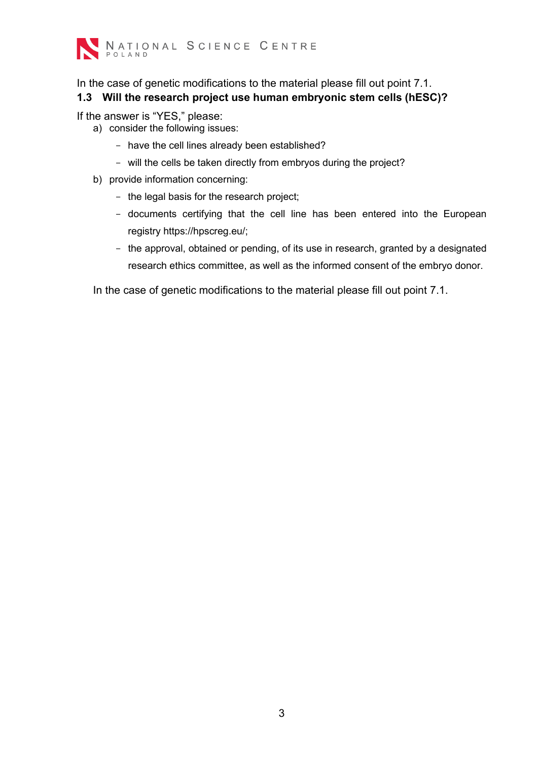In the case of genetic modifications to the material please fill out point 7.1.

### 1.3 Will the research project use human embryonic stem cells (hESC)?

If the answer is “YES,” please:

a) consider the following issues:
   - have the cell lines already been established?
   - will the cells be taken directly from embryos during the project?

b) provide information concerning:
   - the legal basis for the research project;
   - documents certifying that the cell line has been entered into the European registry https://hpscreg.eu/;
   - the approval, obtained or pending, of its use in research, granted by a designated research ethics committee, as well as the informed consent of the embryo donor.

In the case of genetic modifications to the material please fill out point 7.1.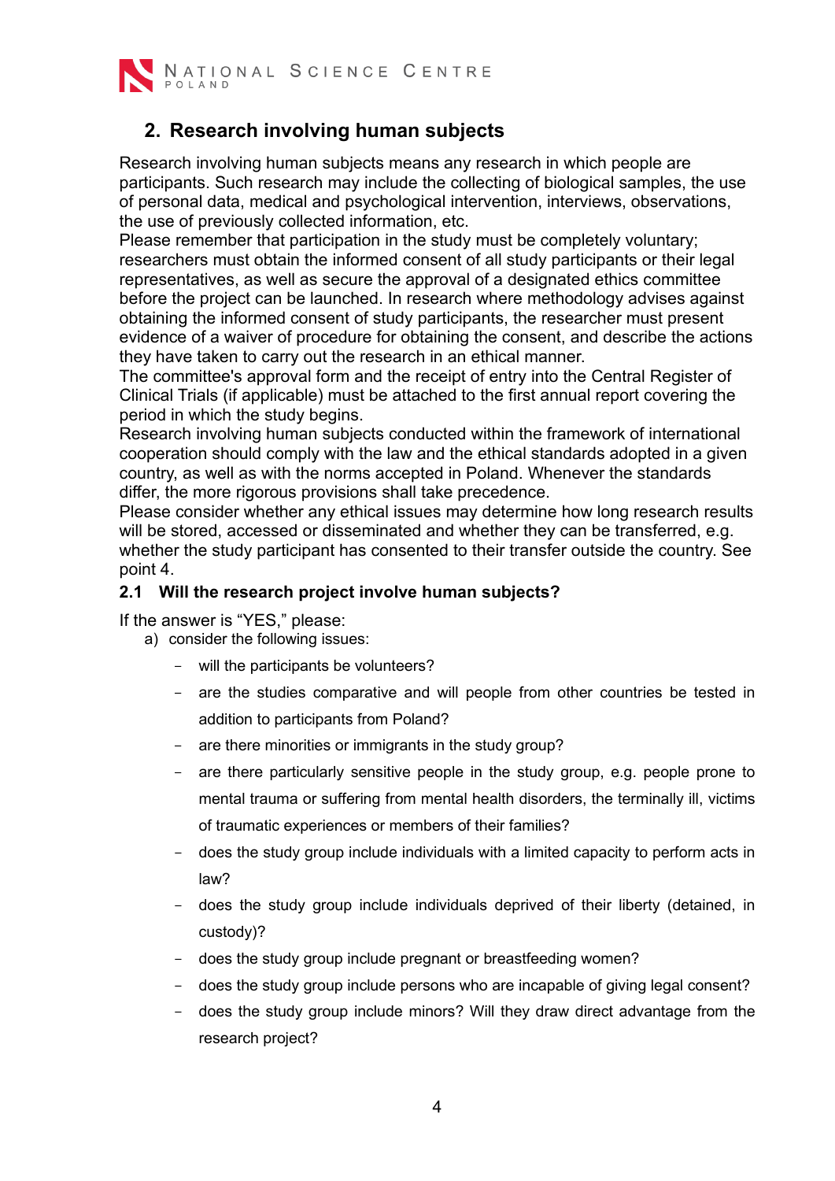## 2. Research involving human subjects

Research involving human subjects means any research in which people are participants. Such research may include the collecting of biological samples, the use of personal data, medical and psychological intervention, interviews, observations, the use of previously collected information, etc.
Please remember that participation in the study must be completely voluntary; researchers must obtain the informed consent of all study participants or their legal representatives, as well as secure the approval of a designated ethics committee before the project can be launched. In research where methodology advises against obtaining the informed consent of study participants, the researcher must present evidence of a waiver of procedure for obtaining the consent, and describe the actions they have taken to carry out the research in an ethical manner.
The committee's approval form and the receipt of entry into the Central Register of Clinical Trials (if applicable) must be attached to the first annual report covering the period in which the study begins.
Research involving human subjects conducted within the framework of international cooperation should comply with the law and the ethical standards adopted in a given country, as well as with the norms accepted in Poland. Whenever the standards differ, the more rigorous provisions shall take precedence.
Please consider whether any ethical issues may determine how long research results will be stored, accessed or disseminated and whether they can be transferred, e.g. whether the study participant has consented to their transfer outside the country. See point 4.

### 2.1 Will the research project involve human subjects?

If the answer is "YES," please:

a) consider the following issues:
   - will the participants be volunteers?
   - are the studies comparative and will people from other countries be tested in addition to participants from Poland?
   - are there minorities or immigrants in the study group?
   - are there particularly sensitive people in the study group, e.g. people prone to mental trauma or suffering from mental health disorders, the terminally ill, victims of traumatic experiences or members of their families?
   - does the study group include individuals with a limited capacity to perform acts in law?
   - does the study group include individuals deprived of their liberty (detained, in custody)?
   - does the study group include pregnant or breastfeeding women?
   - does the study group include persons who are incapable of giving legal consent?
   - does the study group include minors? Will they draw direct advantage from the research project?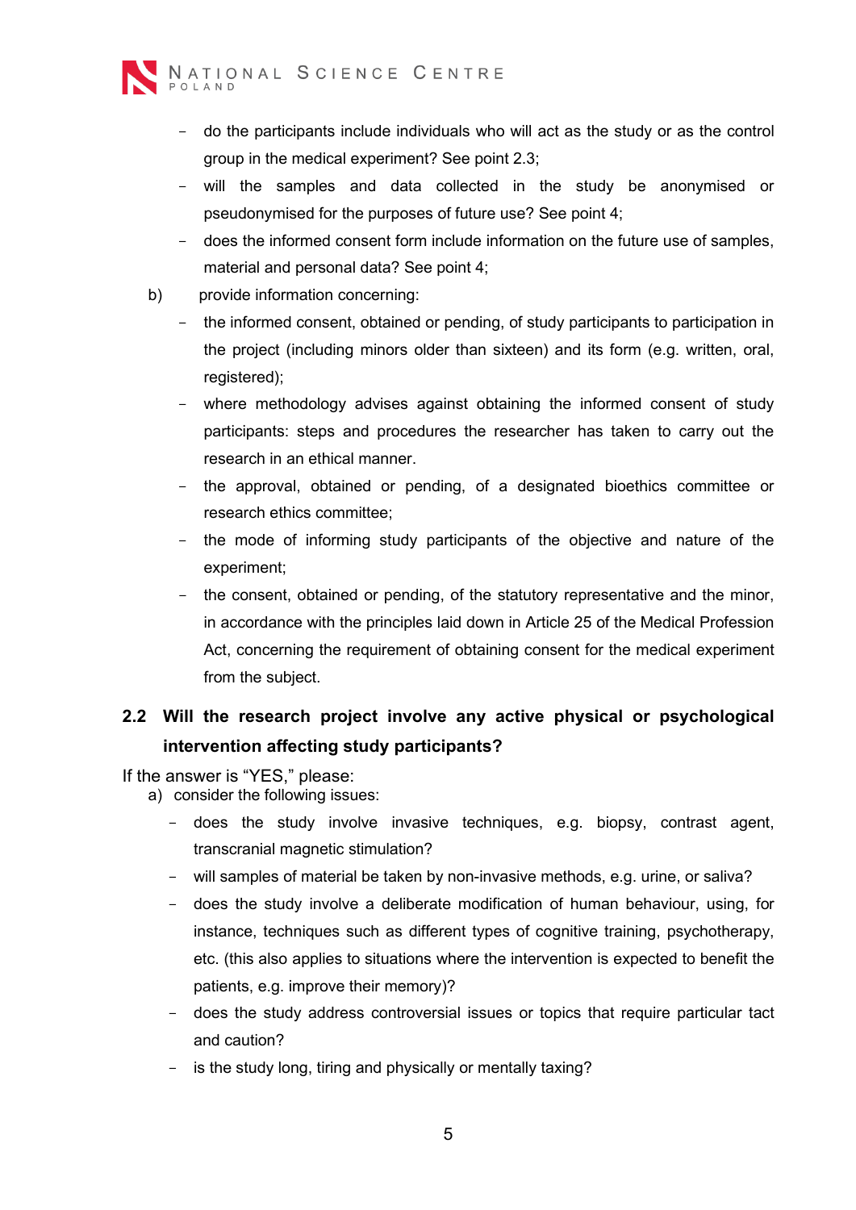- do the participants include individuals who will act as the study or as the control group in the medical experiment? See point 2.3;
- will the samples and data collected in the study be anonymised or pseudonymised for the purposes of future use? See point 4;
- does the informed consent form include information on the future use of samples, material and personal data? See point 4;

b) provide information concerning:

- the informed consent, obtained or pending, of study participants to participation in the project (including minors older than sixteen) and its form (e.g. written, oral, registered);
- where methodology advises against obtaining the informed consent of study participants: steps and procedures the researcher has taken to carry out the research in an ethical manner.
- the approval, obtained or pending, of a designated bioethics committee or research ethics committee;
- the mode of informing study participants of the objective and nature of the experiment;
- the consent, obtained or pending, of the statutory representative and the minor, in accordance with the principles laid down in Article 25 of the Medical Profession Act, concerning the requirement of obtaining consent for the medical experiment from the subject.

## 2.2 Will the research project involve any active physical or psychological intervention affecting study participants?

If the answer is "YES," please:

a) consider the following issues:

- does the study involve invasive techniques, e.g. biopsy, contrast agent, transcranial magnetic stimulation?
- will samples of material be taken by non-invasive methods, e.g. urine, or saliva?
- does the study involve a deliberate modification of human behaviour, using, for instance, techniques such as different types of cognitive training, psychotherapy, etc. (this also applies to situations where the intervention is expected to benefit the patients, e.g. improve their memory)?
- does the study address controversial issues or topics that require particular tact and caution?
- is the study long, tiring and physically or mentally taxing?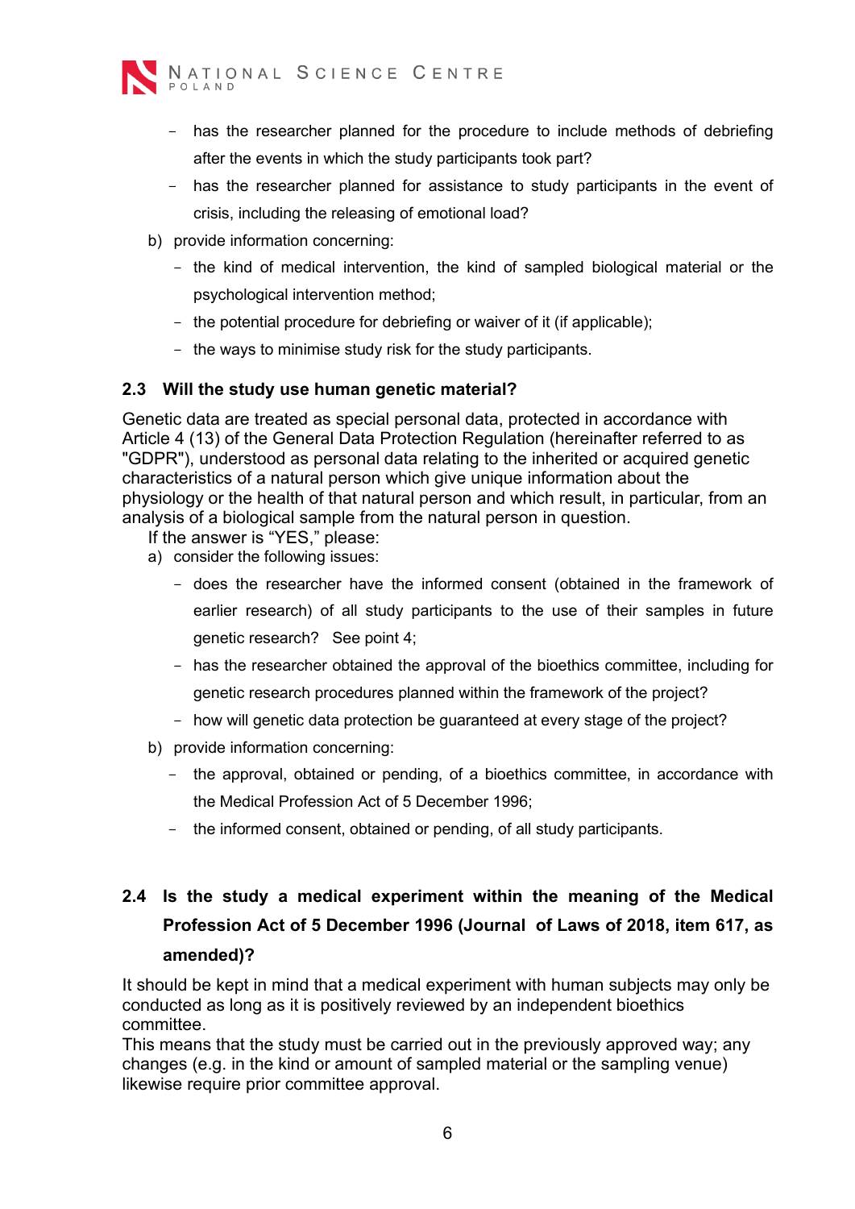- has the researcher planned for the procedure to include methods of debriefing after the events in which the study participants took part?
- has the researcher planned for assistance to study participants in the event of crisis, including the releasing of emotional load?

b) provide information concerning:
- the kind of medical intervention, the kind of sampled biological material or the psychological intervention method;
- the potential procedure for debriefing or waiver of it (if applicable);
- the ways to minimise study risk for the study participants.

### 2.3 Will the study use human genetic material?

Genetic data are treated as special personal data, protected in accordance with Article 4 (13) of the General Data Protection Regulation (hereinafter referred to as "GDPR"), understood as personal data relating to the inherited or acquired genetic characteristics of a natural person which give unique information about the physiology or the health of that natural person and which result, in particular, from an analysis of a biological sample from the natural person in question.

If the answer is "YES," please:

a) consider the following issues:
- does the researcher have the informed consent (obtained in the framework of earlier research) of all study participants to the use of their samples in future genetic research? See point 4;
- has the researcher obtained the approval of the bioethics committee, including for genetic research procedures planned within the framework of the project?
- how will genetic data protection be guaranteed at every stage of the project?

b) provide information concerning:
- the approval, obtained or pending, of a bioethics committee, in accordance with the Medical Profession Act of 5 December 1996;
- the informed consent, obtained or pending, of all study participants.

### 2.4 Is the study a medical experiment within the meaning of the Medical Profession Act of 5 December 1996 (Journal of Laws of 2018, item 617, as amended)?

It should be kept in mind that a medical experiment with human subjects may only be conducted as long as it is positively reviewed by an independent bioethics committee.

This means that the study must be carried out in the previously approved way; any changes (e.g. in the kind or amount of sampled material or the sampling venue) likewise require prior committee approval.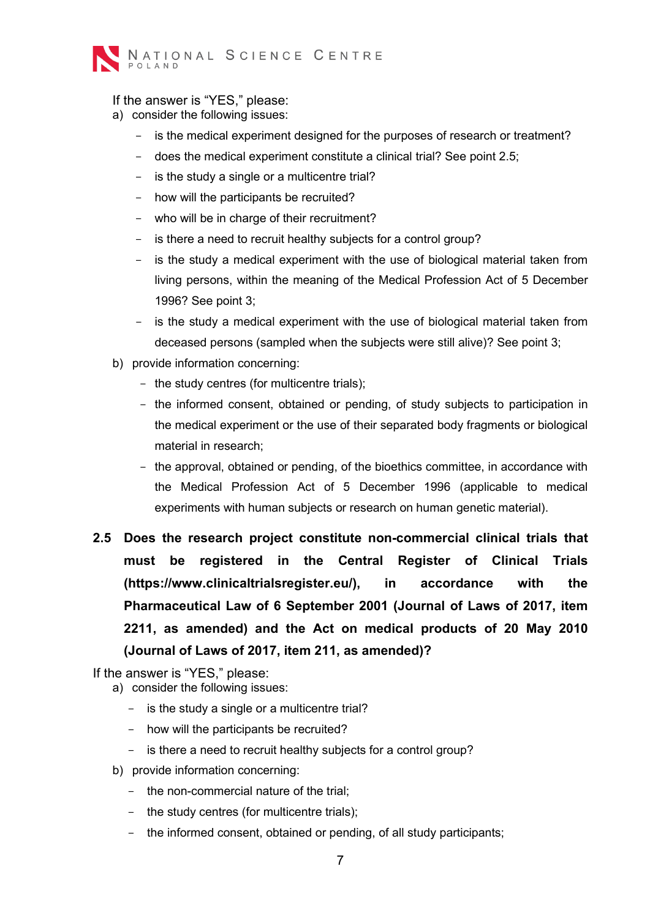If the answer is "YES," please:

a) consider the following issues:
   - is the medical experiment designed for the purposes of research or treatment?
   - does the medical experiment constitute a clinical trial? See point 2.5;
   - is the study a single or a multicentre trial?
   - how will the participants be recruited?
   - who will be in charge of their recruitment?
   - is there a need to recruit healthy subjects for a control group?
   - is the study a medical experiment with the use of biological material taken from living persons, within the meaning of the Medical Profession Act of 5 December 1996? See point 3;
   - is the study a medical experiment with the use of biological material taken from deceased persons (sampled when the subjects were still alive)? See point 3;

b) provide information concerning:
   - the study centres (for multicentre trials);
   - the informed consent, obtained or pending, of study subjects to participation in the medical experiment or the use of their separated body fragments or biological material in research;
   - the approval, obtained or pending, of the bioethics committee, in accordance with the Medical Profession Act of 5 December 1996 (applicable to medical experiments with human subjects or research on human genetic material).

**2.5 Does the research project constitute non-commercial clinical trials that must be registered in the Central Register of Clinical Trials (https://www.clinicaltrialsregister.eu/), in accordance with the Pharmaceutical Law of 6 September 2001 (Journal of Laws of 2017, item 2211, as amended) and the Act on medical products of 20 May 2010 (Journal of Laws of 2017, item 211, as amended)?**

If the answer is "YES," please:

a) consider the following issues:
   - is the study a single or a multicentre trial?
   - how will the participants be recruited?
   - is there a need to recruit healthy subjects for a control group?

b) provide information concerning:
   - the non-commercial nature of the trial;
   - the study centres (for multicentre trials);
   - the informed consent, obtained or pending, of all study participants;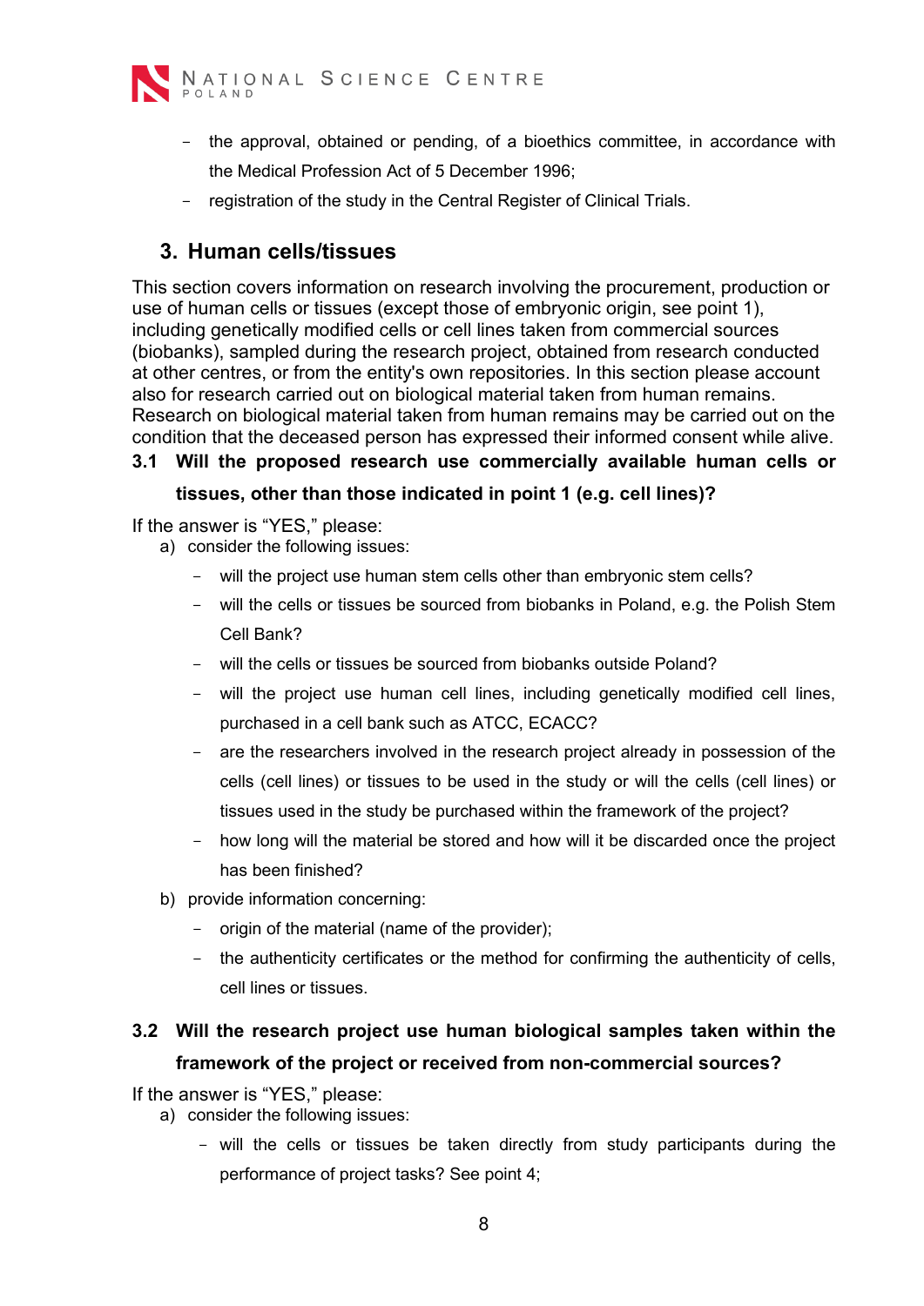- the approval, obtained or pending, of a bioethics committee, in accordance with the Medical Profession Act of 5 December 1996;
- registration of the study in the Central Register of Clinical Trials.

## 3. Human cells/tissues

This section covers information on research involving the procurement, production or use of human cells or tissues (except those of embryonic origin, see point 1), including genetically modified cells or cell lines taken from commercial sources (biobanks), sampled during the research project, obtained from research conducted at other centres, or from the entity's own repositories. In this section please account also for research carried out on biological material taken from human remains. Research on biological material taken from human remains may be carried out on the condition that the deceased person has expressed their informed consent while alive.

### 3.1 Will the proposed research use commercially available human cells or tissues, other than those indicated in point 1 (e.g. cell lines)?

If the answer is "YES," please:

a) consider the following issues:
   - will the project use human stem cells other than embryonic stem cells?
   - will the cells or tissues be sourced from biobanks in Poland, e.g. the Polish Stem Cell Bank?
   - will the cells or tissues be sourced from biobanks outside Poland?
   - will the project use human cell lines, including genetically modified cell lines, purchased in a cell bank such as ATCC, ECACC?
   - are the researchers involved in the research project already in possession of the cells (cell lines) or tissues to be used in the study or will the cells (cell lines) or tissues used in the study be purchased within the framework of the project?
   - how long will the material be stored and how will it be discarded once the project has been finished?

b) provide information concerning:
   - origin of the material (name of the provider);
   - the authenticity certificates or the method for confirming the authenticity of cells, cell lines or tissues.

### 3.2 Will the research project use human biological samples taken within the framework of the project or received from non-commercial sources?

If the answer is "YES," please:

a) consider the following issues:
   - will the cells or tissues be taken directly from study participants during the performance of project tasks? See point 4;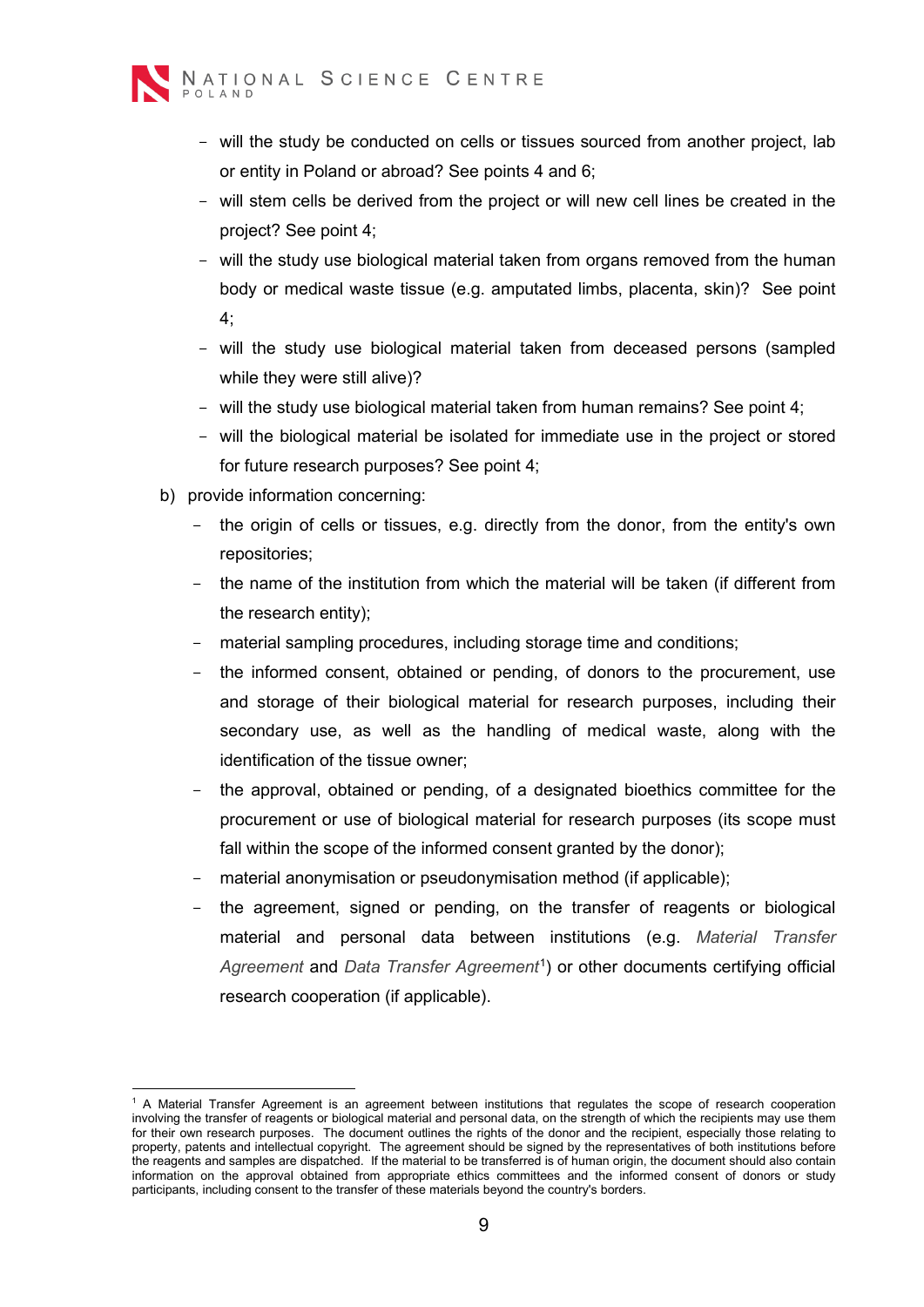- will the study be conducted on cells or tissues sourced from another project, lab or entity in Poland or abroad? See points 4 and 6;
- will stem cells be derived from the project or will new cell lines be created in the project? See point 4;
- will the study use biological material taken from organs removed from the human body or medical waste tissue (e.g. amputated limbs, placenta, skin)? See point 4;
- will the study use biological material taken from deceased persons (sampled while they were still alive)?
- will the study use biological material taken from human remains? See point 4;
- will the biological material be isolated for immediate use in the project or stored for future research purposes? See point 4;

b) provide information concerning:

- the origin of cells or tissues, e.g. directly from the donor, from the entity's own repositories;
- the name of the institution from which the material will be taken (if different from the research entity);
- material sampling procedures, including storage time and conditions;
- the informed consent, obtained or pending, of donors to the procurement, use and storage of their biological material for research purposes, including their secondary use, as well as the handling of medical waste, along with the identification of the tissue owner;
- the approval, obtained or pending, of a designated bioethics committee for the procurement or use of biological material for research purposes (its scope must fall within the scope of the informed consent granted by the donor);
- material anonymisation or pseudonymisation method (if applicable);
- the agreement, signed or pending, on the transfer of reagents or biological material and personal data between institutions (e.g. *Material Transfer Agreement* and *Data Transfer Agreement*[1]) or other documents certifying official research cooperation (if applicable).

---

[1] A Material Transfer Agreement is an agreement between institutions that regulates the scope of research cooperation involving the transfer of reagents or biological material and personal data, on the strength of which the recipients may use them for their own research purposes. The document outlines the rights of the donor and the recipient, especially those relating to property, patents and intellectual copyright. The agreement should be signed by the representatives of both institutions before the reagents and samples are dispatched. If the material to be transferred is of human origin, the document should also contain information on the approval obtained from appropriate ethics committees and the informed consent of donors or study participants, including consent to the transfer of these materials beyond the country's borders.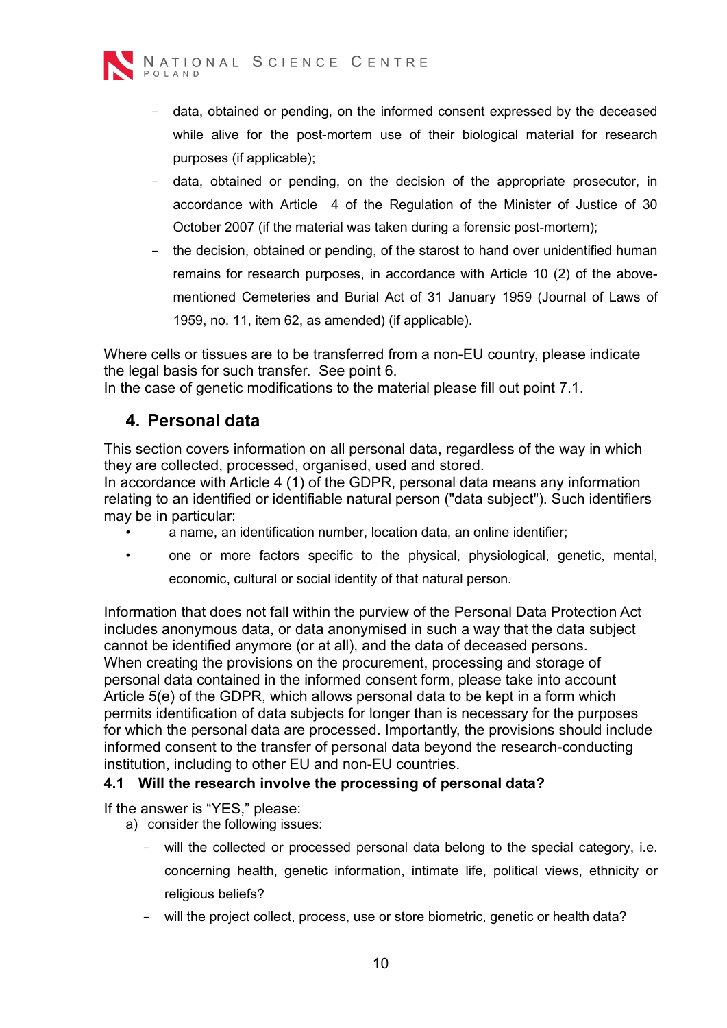- data, obtained or pending, on the informed consent expressed by the deceased while alive for the post-mortem use of their biological material for research purposes (if applicable);
- data, obtained or pending, on the decision of the appropriate prosecutor, in accordance with Article 4 of the Regulation of the Minister of Justice of 30 October 2007 (if the material was taken during a forensic post-mortem);
- the decision, obtained or pending, of the starost to hand over unidentified human remains for research purposes, in accordance with Article 10 (2) of the above-mentioned Cemeteries and Burial Act of 31 January 1959 (Journal of Laws of 1959, no. 11, item 62, as amended) (if applicable).

Where cells or tissues are to be transferred from a non-EU country, please indicate the legal basis for such transfer. See point 6.
In the case of genetic modifications to the material please fill out point 7.1.

## 4. Personal data

This section covers information on all personal data, regardless of the way in which they are collected, processed, organised, used and stored.
In accordance with Article 4 (1) of the GDPR, personal data means any information relating to an identified or identifiable natural person ("data subject"). Such identifiers may be in particular:

- a name, an identification number, location data, an online identifier;
- one or more factors specific to the physical, physiological, genetic, mental, economic, cultural or social identity of that natural person.

Information that does not fall within the purview of the Personal Data Protection Act includes anonymous data, or data anonymised in such a way that the data subject cannot be identified anymore (or at all), and the data of deceased persons.
When creating the provisions on the procurement, processing and storage of personal data contained in the informed consent form, please take into account Article 5(e) of the GDPR, which allows personal data to be kept in a form which permits identification of data subjects for longer than is necessary for the purposes for which the personal data are processed. Importantly, the provisions should include informed consent to the transfer of personal data beyond the research-conducting institution, including to other EU and non-EU countries.

### 4.1 Will the research involve the processing of personal data?

If the answer is "YES," please:

a) consider the following issues:
   - will the collected or processed personal data belong to the special category, i.e. concerning health, genetic information, intimate life, political views, ethnicity or religious beliefs?
   - will the project collect, process, use or store biometric, genetic or health data?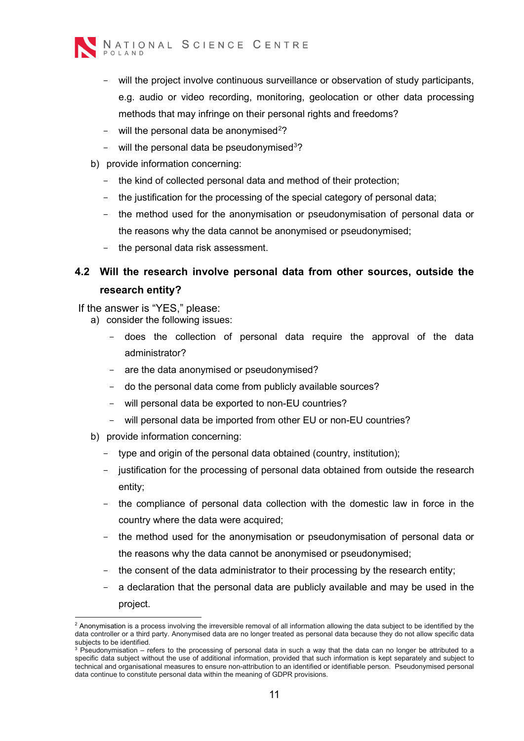- will the project involve continuous surveillance or observation of study participants, e.g. audio or video recording, monitoring, geolocation or other data processing methods that may infringe on their personal rights and freedoms?
- will the personal data be anonymised[2]?
- will the personal data be pseudonymised[3]?

b) provide information concerning:
   - the kind of collected personal data and method of their protection;
   - the justification for the processing of the special category of personal data;
   - the method used for the anonymisation or pseudonymisation of personal data or the reasons why the data cannot be anonymised or pseudonymised;
   - the personal data risk assessment.

### 4.2 Will the research involve personal data from other sources, outside the research entity?

If the answer is "YES," please:

a) consider the following issues:
   - does the collection of personal data require the approval of the data administrator?
   - are the data anonymised or pseudonymised?
   - do the personal data come from publicly available sources?
   - will personal data be exported to non-EU countries?
   - will personal data be imported from other EU or non-EU countries?

b) provide information concerning:
   - type and origin of the personal data obtained (country, institution);
   - justification for the processing of personal data obtained from outside the research entity;
   - the compliance of personal data collection with the domestic law in force in the country where the data were acquired;
   - the method used for the anonymisation or pseudonymisation of personal data or the reasons why the data cannot be anonymised or pseudonymised;
   - the consent of the data administrator to their processing by the research entity;
   - a declaration that the personal data are publicly available and may be used in the project.

---

[2] Anonymisation is a process involving the irreversible removal of all information allowing the data subject to be identified by the data controller or a third party. Anonymised data are no longer treated as personal data because they do not allow specific data subjects to be identified.

[3] Pseudonymisation – refers to the processing of personal data in such a way that the data can no longer be attributed to a specific data subject without the use of additional information, provided that such information is kept separately and subject to technical and organisational measures to ensure non-attribution to an identified or identifiable person. Pseudonymised personal data continue to constitute personal data within the meaning of GDPR provisions.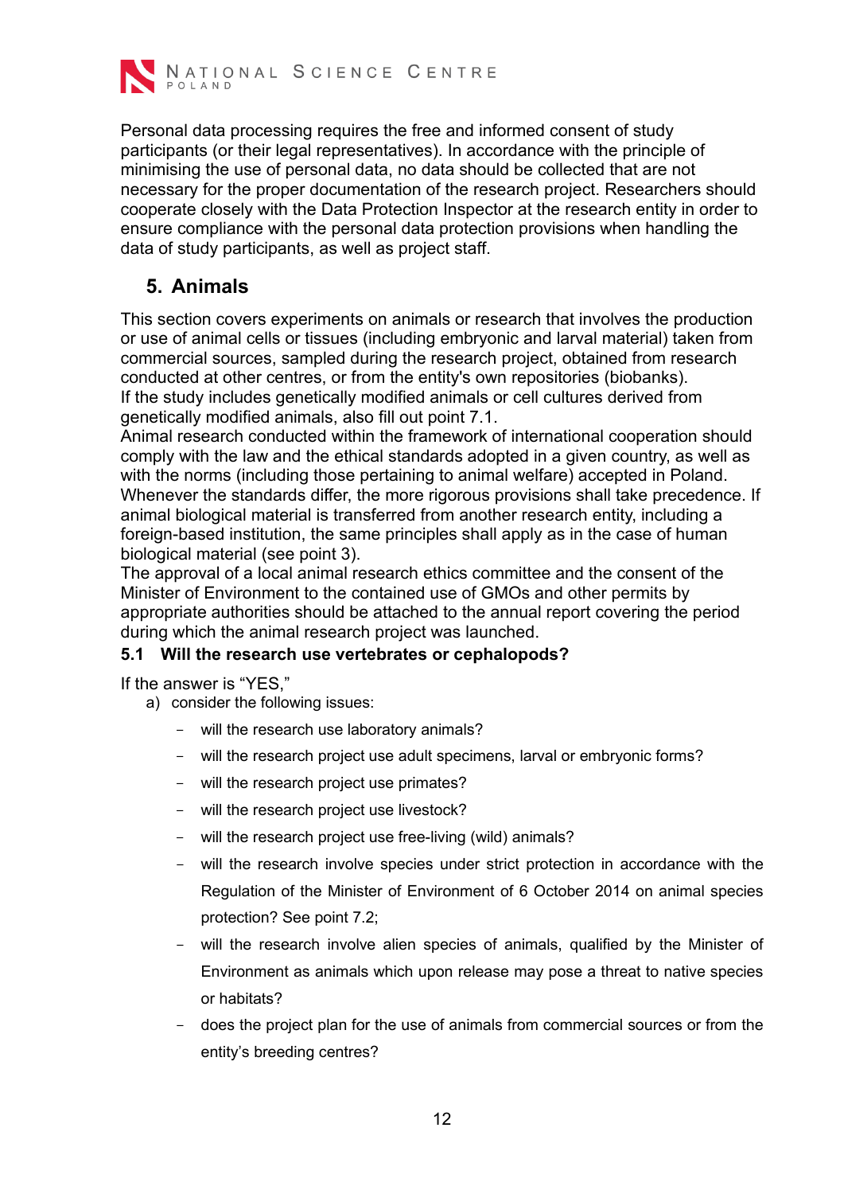Personal data processing requires the free and informed consent of study participants (or their legal representatives). In accordance with the principle of minimising the use of personal data, no data should be collected that are not necessary for the proper documentation of the research project. Researchers should cooperate closely with the Data Protection Inspector at the research entity in order to ensure compliance with the personal data protection provisions when handling the data of study participants, as well as project staff.

## 5. Animals

This section covers experiments on animals or research that involves the production or use of animal cells or tissues (including embryonic and larval material) taken from commercial sources, sampled during the research project, obtained from research conducted at other centres, or from the entity's own repositories (biobanks).
If the study includes genetically modified animals or cell cultures derived from genetically modified animals, also fill out point 7.1.
Animal research conducted within the framework of international cooperation should comply with the law and the ethical standards adopted in a given country, as well as with the norms (including those pertaining to animal welfare) accepted in Poland. Whenever the standards differ, the more rigorous provisions shall take precedence. If animal biological material is transferred from another research entity, including a foreign-based institution, the same principles shall apply as in the case of human biological material (see point 3).
The approval of a local animal research ethics committee and the consent of the Minister of Environment to the contained use of GMOs and other permits by appropriate authorities should be attached to the annual report covering the period during which the animal research project was launched.

### 5.1 Will the research use vertebrates or cephalopods?

If the answer is "YES,"

a) consider the following issues:

- will the research use laboratory animals?
- will the research project use adult specimens, larval or embryonic forms?
- will the research project use primates?
- will the research project use livestock?
- will the research project use free-living (wild) animals?
- will the research involve species under strict protection in accordance with the Regulation of the Minister of Environment of 6 October 2014 on animal species protection? See point 7.2;
- will the research involve alien species of animals, qualified by the Minister of Environment as animals which upon release may pose a threat to native species or habitats?
- does the project plan for the use of animals from commercial sources or from the entity's breeding centres?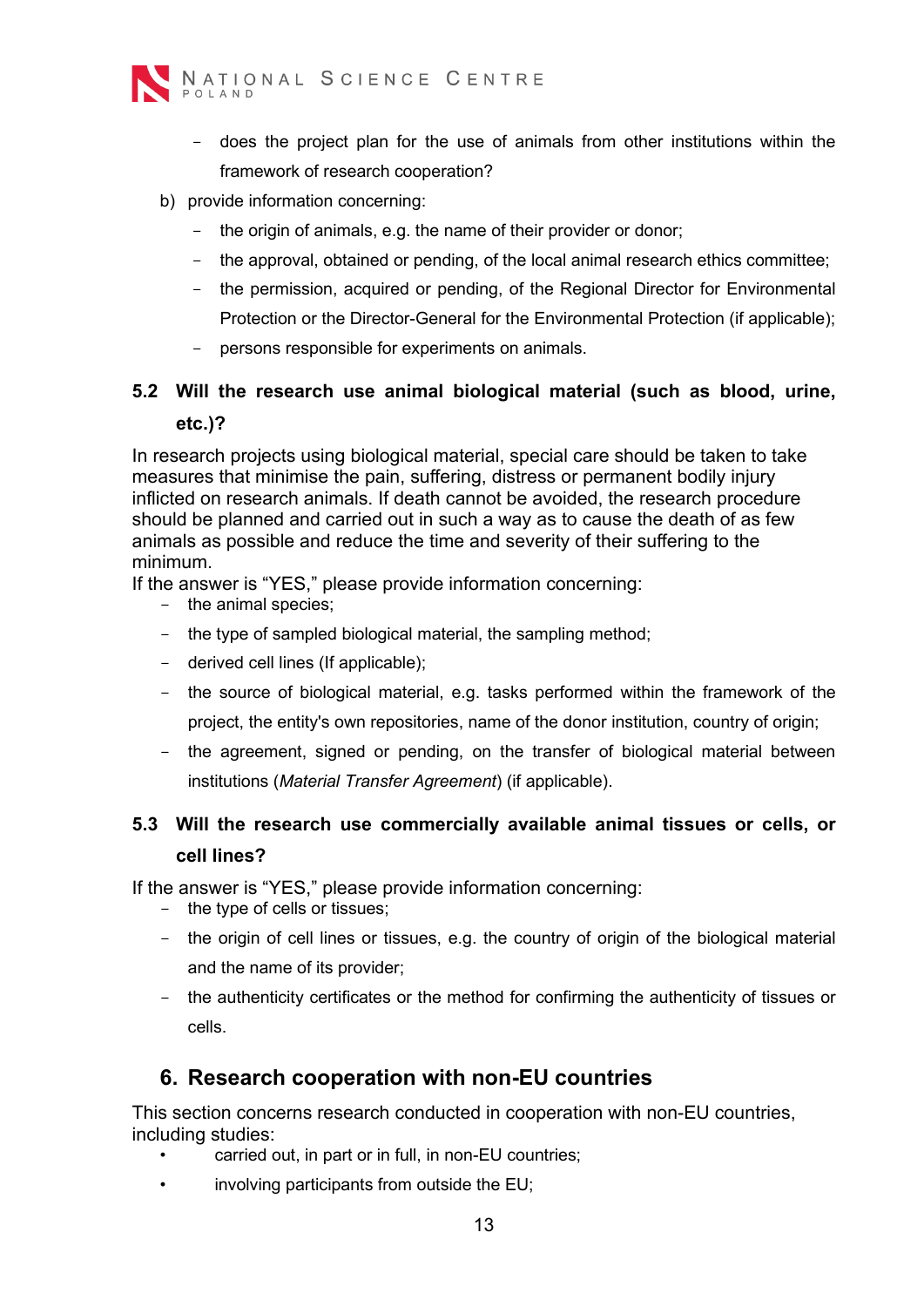- does the project plan for the use of animals from other institutions within the framework of research cooperation?

b) provide information concerning:
   - the origin of animals, e.g. the name of their provider or donor;
   - the approval, obtained or pending, of the local animal research ethics committee;
   - the permission, acquired or pending, of the Regional Director for Environmental Protection or the Director-General for the Environmental Protection (if applicable);
   - persons responsible for experiments on animals.

### 5.2 Will the research use animal biological material (such as blood, urine, etc.)?

In research projects using biological material, special care should be taken to take measures that minimise the pain, suffering, distress or permanent bodily injury inflicted on research animals. If death cannot be avoided, the research procedure should be planned and carried out in such a way as to cause the death of as few animals as possible and reduce the time and severity of their suffering to the minimum.

If the answer is "YES," please provide information concerning:

- the animal species;
- the type of sampled biological material, the sampling method;
- derived cell lines (If applicable);
- the source of biological material, e.g. tasks performed within the framework of the project, the entity's own repositories, name of the donor institution, country of origin;
- the agreement, signed or pending, on the transfer of biological material between institutions (*Material Transfer Agreement*) (if applicable).

### 5.3 Will the research use commercially available animal tissues or cells, or cell lines?

If the answer is "YES," please provide information concerning:

- the type of cells or tissues;
- the origin of cell lines or tissues, e.g. the country of origin of the biological material and the name of its provider;
- the authenticity certificates or the method for confirming the authenticity of tissues or cells.

## 6. Research cooperation with non-EU countries

This section concerns research conducted in cooperation with non-EU countries, including studies:

- carried out, in part or in full, in non-EU countries;
- involving participants from outside the EU;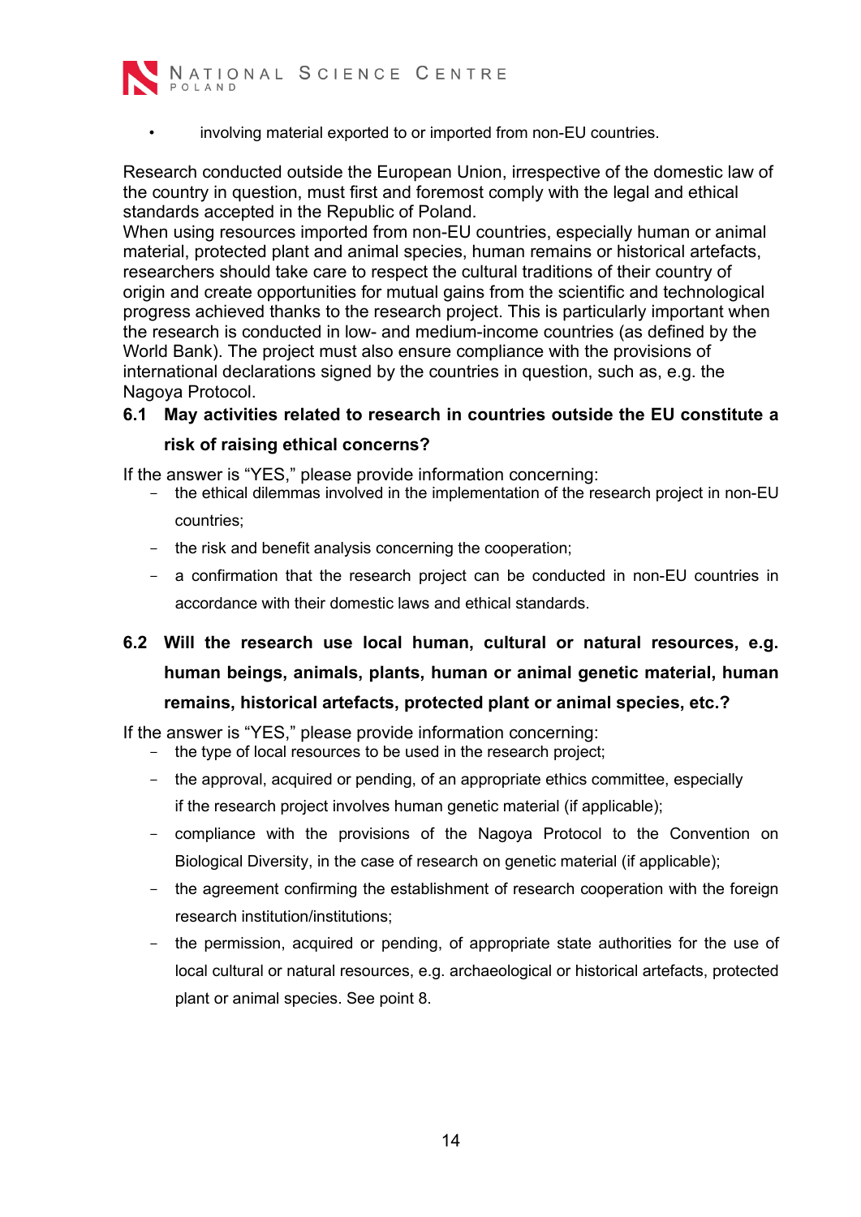- involving material exported to or imported from non-EU countries.

Research conducted outside the European Union, irrespective of the domestic law of the country in question, must first and foremost comply with the legal and ethical standards accepted in the Republic of Poland.
When using resources imported from non-EU countries, especially human or animal material, protected plant and animal species, human remains or historical artefacts, researchers should take care to respect the cultural traditions of their country of origin and create opportunities for mutual gains from the scientific and technological progress achieved thanks to the research project. This is particularly important when the research is conducted in low- and medium-income countries (as defined by the World Bank). The project must also ensure compliance with the provisions of international declarations signed by the countries in question, such as, e.g. the Nagoya Protocol.

### 6.1 May activities related to research in countries outside the EU constitute a risk of raising ethical concerns?

If the answer is "YES," please provide information concerning:

- the ethical dilemmas involved in the implementation of the research project in non-EU countries;
- the risk and benefit analysis concerning the cooperation;
- a confirmation that the research project can be conducted in non-EU countries in accordance with their domestic laws and ethical standards.

### 6.2 Will the research use local human, cultural or natural resources, e.g. human beings, animals, plants, human or animal genetic material, human remains, historical artefacts, protected plant or animal species, etc.?

If the answer is "YES," please provide information concerning:

- the type of local resources to be used in the research project;
- the approval, acquired or pending, of an appropriate ethics committee, especially if the research project involves human genetic material (if applicable);
- compliance with the provisions of the Nagoya Protocol to the Convention on Biological Diversity, in the case of research on genetic material (if applicable);
- the agreement confirming the establishment of research cooperation with the foreign research institution/institutions;
- the permission, acquired or pending, of appropriate state authorities for the use of local cultural or natural resources, e.g. archaeological or historical artefacts, protected plant or animal species. See point 8.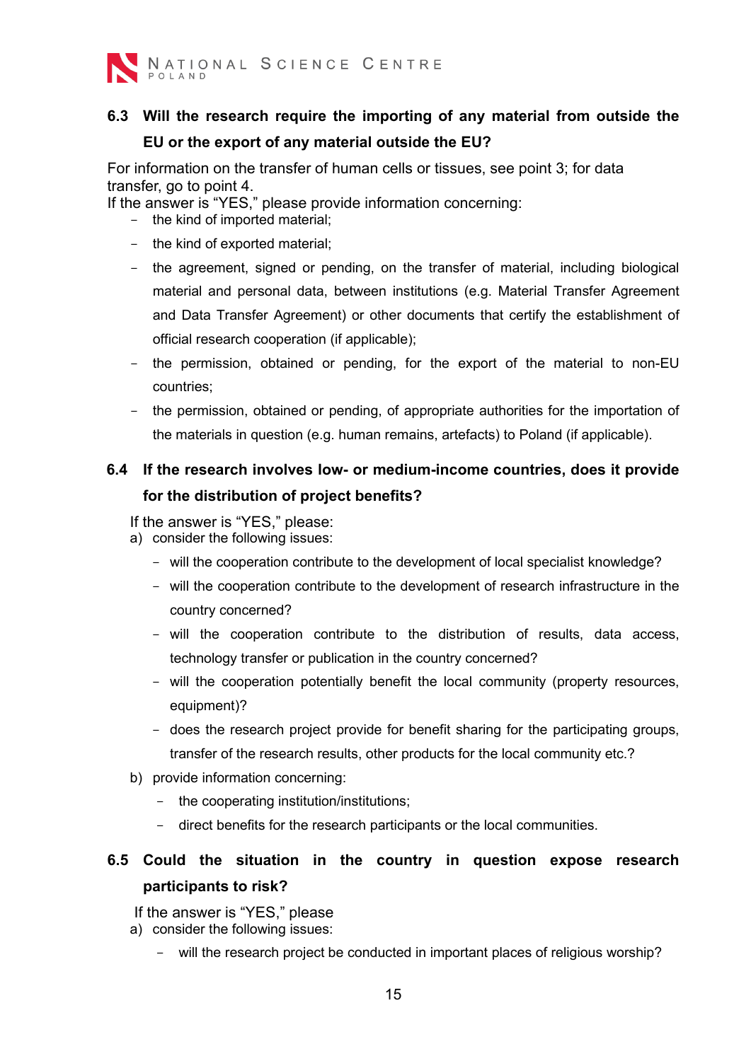### 6.3 Will the research require the importing of any material from outside the EU or the export of any material outside the EU?

For information on the transfer of human cells or tissues, see point 3; for data transfer, go to point 4.
If the answer is “YES,” please provide information concerning:

- the kind of imported material;
- the kind of exported material;
- the agreement, signed or pending, on the transfer of material, including biological material and personal data, between institutions (e.g. Material Transfer Agreement and Data Transfer Agreement) or other documents that certify the establishment of official research cooperation (if applicable);
- the permission, obtained or pending, for the export of the material to non-EU countries;
- the permission, obtained or pending, of appropriate authorities for the importation of the materials in question (e.g. human remains, artefacts) to Poland (if applicable).

### 6.4 If the research involves low- or medium-income countries, does it provide for the distribution of project benefits?

If the answer is “YES,” please:

a) consider the following issues:
   - will the cooperation contribute to the development of local specialist knowledge?
   - will the cooperation contribute to the development of research infrastructure in the country concerned?
   - will the cooperation contribute to the distribution of results, data access, technology transfer or publication in the country concerned?
   - will the cooperation potentially benefit the local community (property resources, equipment)?
   - does the research project provide for benefit sharing for the participating groups, transfer of the research results, other products for the local community etc.?

b) provide information concerning:
   - the cooperating institution/institutions;
   - direct benefits for the research participants or the local communities.

### 6.5 Could the situation in the country in question expose research participants to risk?

If the answer is “YES,” please

a) consider the following issues:
   - will the research project be conducted in important places of religious worship?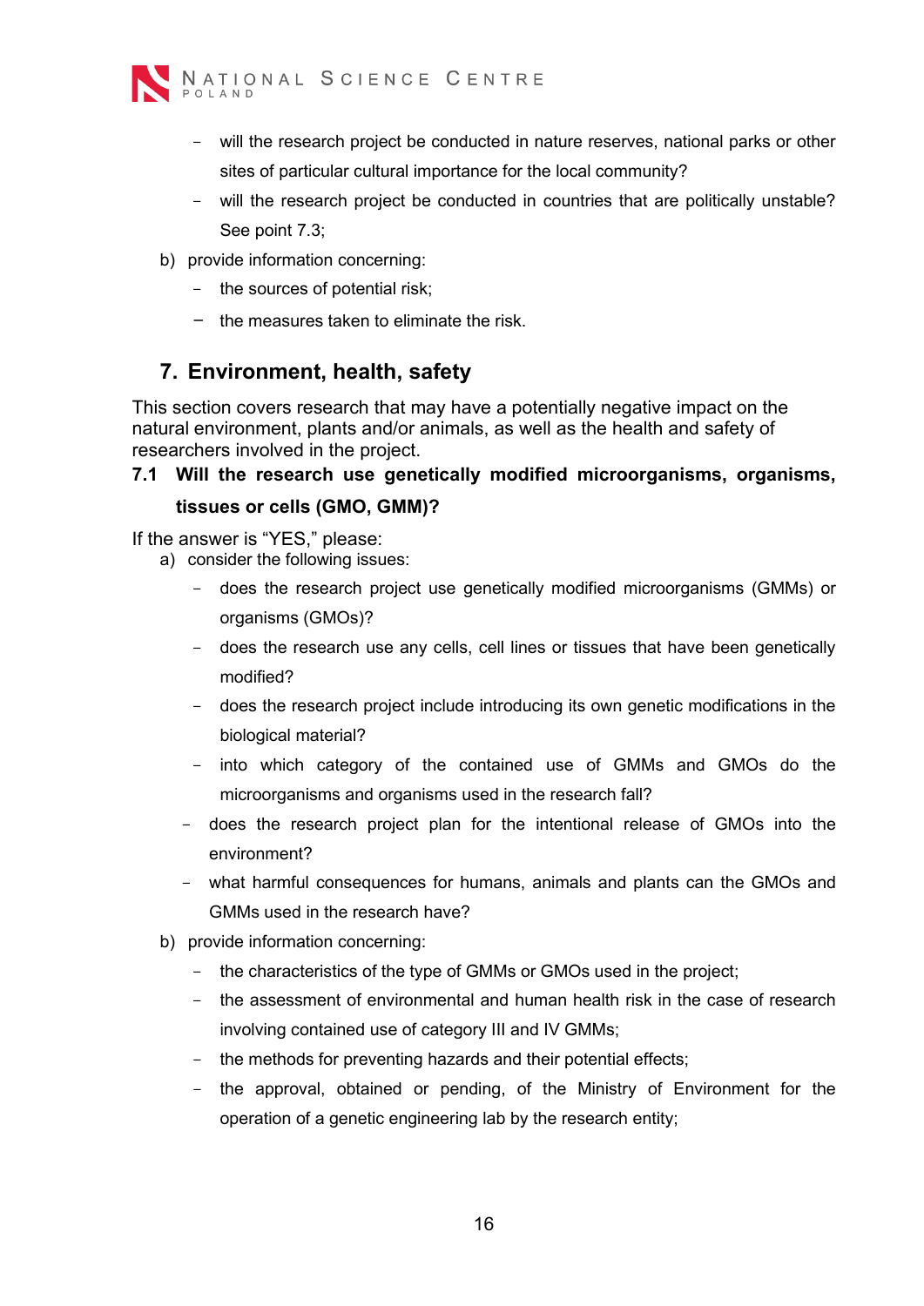- will the research project be conducted in nature reserves, national parks or other sites of particular cultural importance for the local community?
- will the research project be conducted in countries that are politically unstable? See point 7.3;

b) provide information concerning:
   - the sources of potential risk;
   - the measures taken to eliminate the risk.

## 7. Environment, health, safety

This section covers research that may have a potentially negative impact on the natural environment, plants and/or animals, as well as the health and safety of researchers involved in the project.

### 7.1 Will the research use genetically modified microorganisms, organisms, tissues or cells (GMO, GMM)?

If the answer is "YES," please:

a) consider the following issues:
   - does the research project use genetically modified microorganisms (GMMs) or organisms (GMOs)?
   - does the research use any cells, cell lines or tissues that have been genetically modified?
   - does the research project include introducing its own genetic modifications in the biological material?
   - into which category of the contained use of GMMs and GMOs do the microorganisms and organisms used in the research fall?
   - does the research project plan for the intentional release of GMOs into the environment?
   - what harmful consequences for humans, animals and plants can the GMOs and GMMs used in the research have?

b) provide information concerning:
   - the characteristics of the type of GMMs or GMOs used in the project;
   - the assessment of environmental and human health risk in the case of research involving contained use of category III and IV GMMs;
   - the methods for preventing hazards and their potential effects;
   - the approval, obtained or pending, of the Ministry of Environment for the operation of a genetic engineering lab by the research entity;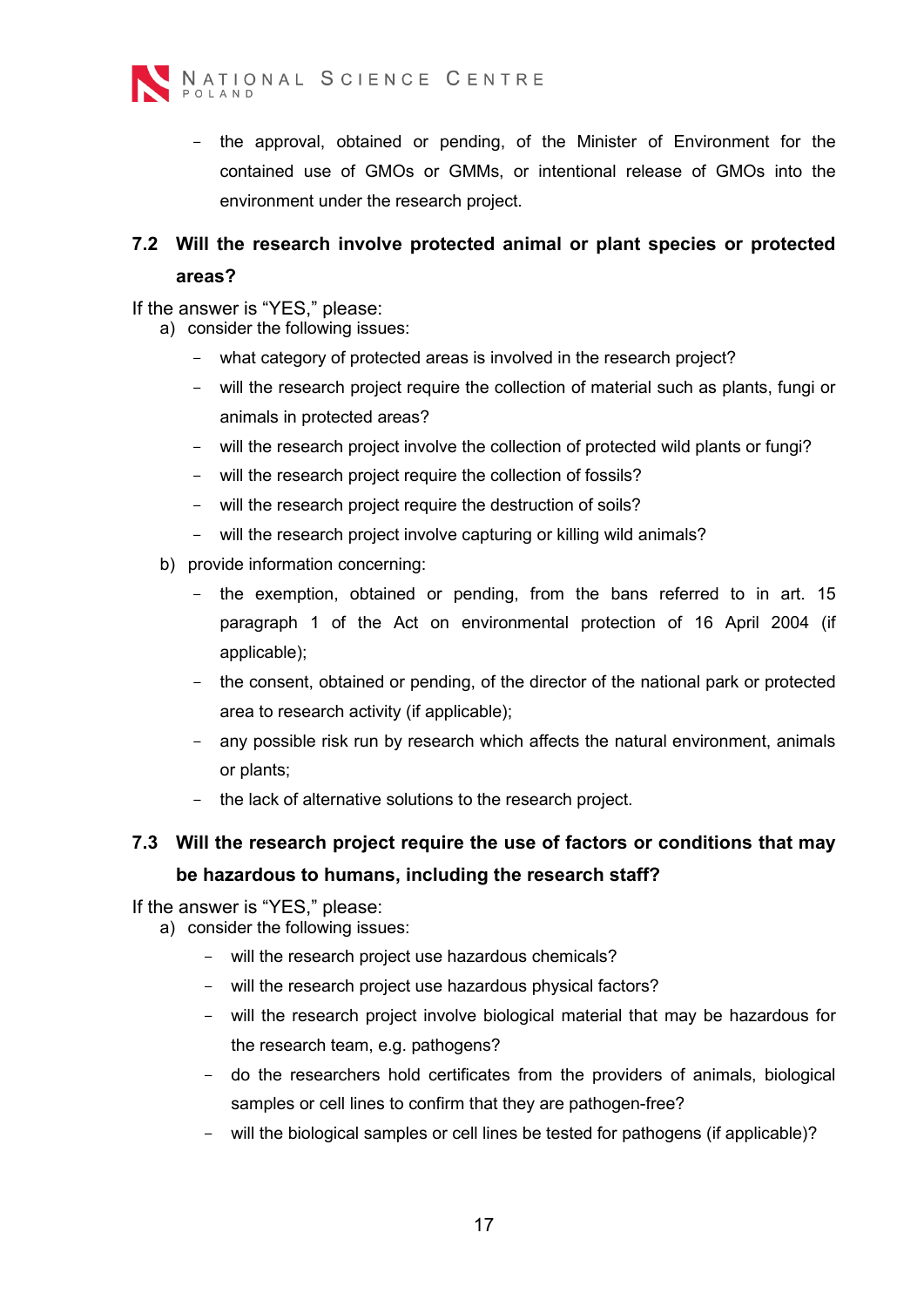- the approval, obtained or pending, of the Minister of Environment for the contained use of GMOs or GMMs, or intentional release of GMOs into the environment under the research project.

## 7.2 Will the research involve protected animal or plant species or protected areas?

If the answer is "YES," please:

a) consider the following issues:
   - what category of protected areas is involved in the research project?
   - will the research project require the collection of material such as plants, fungi or animals in protected areas?
   - will the research project involve the collection of protected wild plants or fungi?
   - will the research project require the collection of fossils?
   - will the research project require the destruction of soils?
   - will the research project involve capturing or killing wild animals?

b) provide information concerning:
   - the exemption, obtained or pending, from the bans referred to in art. 15 paragraph 1 of the Act on environmental protection of 16 April 2004 (if applicable);
   - the consent, obtained or pending, of the director of the national park or protected area to research activity (if applicable);
   - any possible risk run by research which affects the natural environment, animals or plants;
   - the lack of alternative solutions to the research project.

## 7.3 Will the research project require the use of factors or conditions that may be hazardous to humans, including the research staff?

If the answer is "YES," please:

a) consider the following issues:
   - will the research project use hazardous chemicals?
   - will the research project use hazardous physical factors?
   - will the research project involve biological material that may be hazardous for the research team, e.g. pathogens?
   - do the researchers hold certificates from the providers of animals, biological samples or cell lines to confirm that they are pathogen-free?
   - will the biological samples or cell lines be tested for pathogens (if applicable)?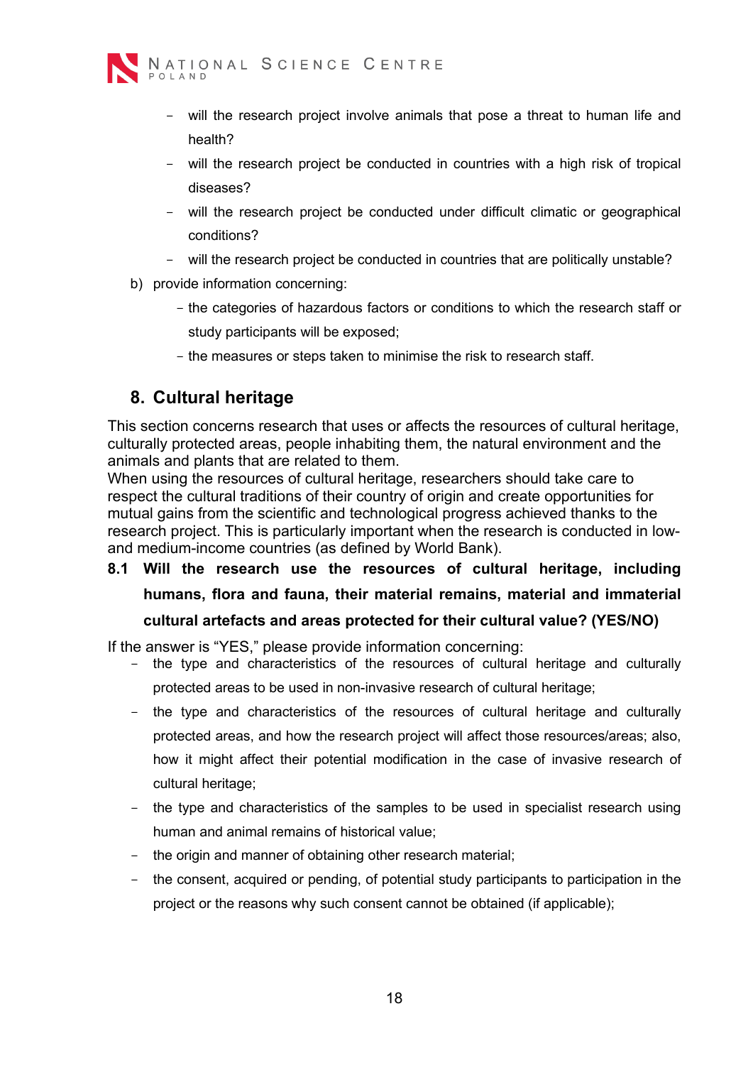- will the research project involve animals that pose a threat to human life and health?
- will the research project be conducted in countries with a high risk of tropical diseases?
- will the research project be conducted under difficult climatic or geographical conditions?
- will the research project be conducted in countries that are politically unstable?

b) provide information concerning:
   - the categories of hazardous factors or conditions to which the research staff or study participants will be exposed;
   - the measures or steps taken to minimise the risk to research staff.

## 8. Cultural heritage

This section concerns research that uses or affects the resources of cultural heritage, culturally protected areas, people inhabiting them, the natural environment and the animals and plants that are related to them.
When using the resources of cultural heritage, researchers should take care to respect the cultural traditions of their country of origin and create opportunities for mutual gains from the scientific and technological progress achieved thanks to the research project. This is particularly important when the research is conducted in low- and medium-income countries (as defined by World Bank).

**8.1 Will the research use the resources of cultural heritage, including humans, flora and fauna, their material remains, material and immaterial cultural artefacts and areas protected for their cultural value? (YES/NO)**

If the answer is "YES," please provide information concerning:

- the type and characteristics of the resources of cultural heritage and culturally protected areas to be used in non-invasive research of cultural heritage;
- the type and characteristics of the resources of cultural heritage and culturally protected areas, and how the research project will affect those resources/areas; also, how it might affect their potential modification in the case of invasive research of cultural heritage;
- the type and characteristics of the samples to be used in specialist research using human and animal remains of historical value;
- the origin and manner of obtaining other research material;
- the consent, acquired or pending, of potential study participants to participation in the project or the reasons why such consent cannot be obtained (if applicable);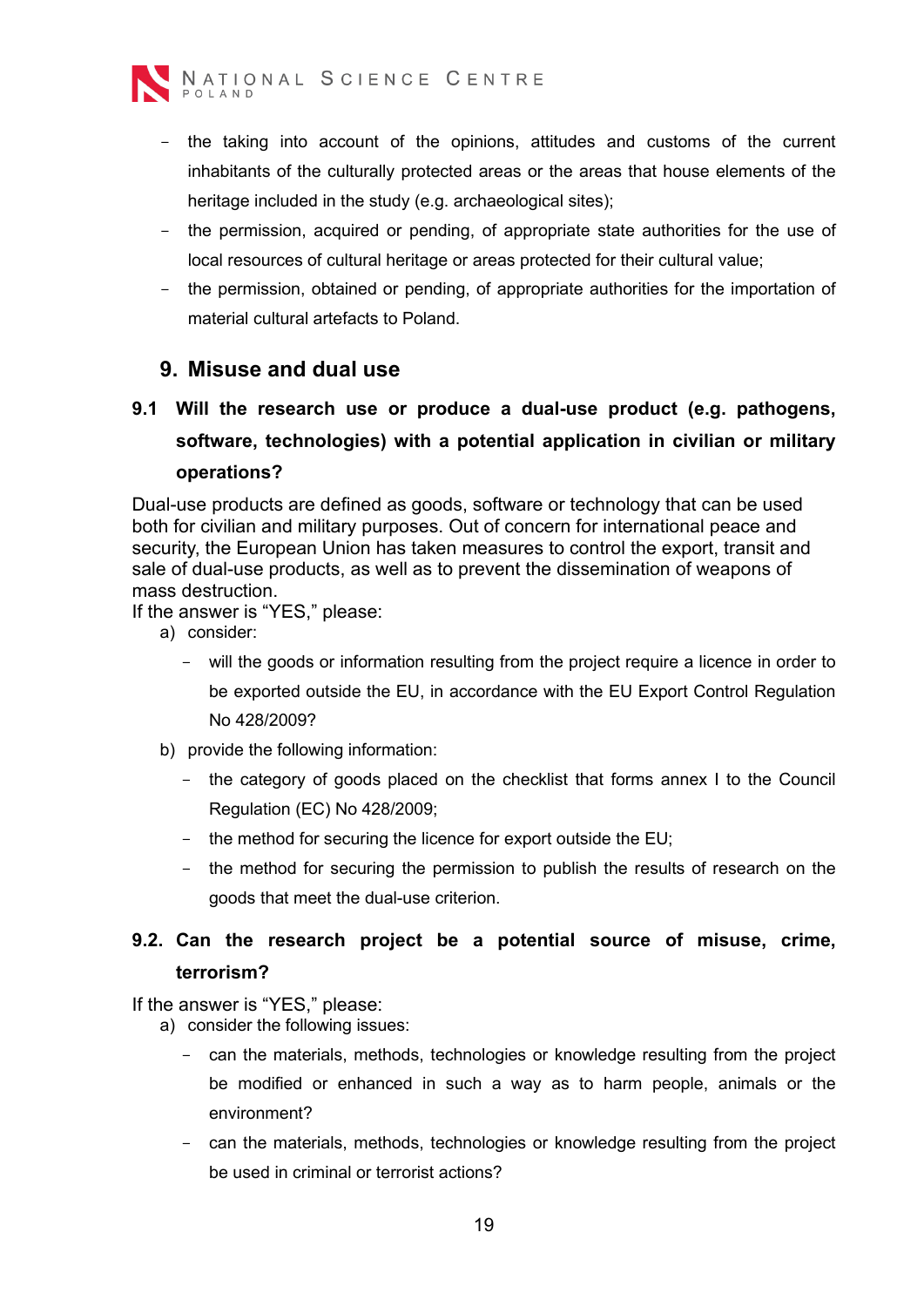- the taking into account of the opinions, attitudes and customs of the current inhabitants of the culturally protected areas or the areas that house elements of the heritage included in the study (e.g. archaeological sites);
- the permission, acquired or pending, of appropriate state authorities for the use of local resources of cultural heritage or areas protected for their cultural value;
- the permission, obtained or pending, of appropriate authorities for the importation of material cultural artefacts to Poland.

## 9. Misuse and dual use

### 9.1 Will the research use or produce a dual-use product (e.g. pathogens, software, technologies) with a potential application in civilian or military operations?

Dual-use products are defined as goods, software or technology that can be used both for civilian and military purposes. Out of concern for international peace and security, the European Union has taken measures to control the export, transit and sale of dual-use products, as well as to prevent the dissemination of weapons of mass destruction.

If the answer is "YES," please:

a) consider:
   - will the goods or information resulting from the project require a licence in order to be exported outside the EU, in accordance with the EU Export Control Regulation No 428/2009?

b) provide the following information:
   - the category of goods placed on the checklist that forms annex I to the Council Regulation (EC) No 428/2009;
   - the method for securing the licence for export outside the EU;
   - the method for securing the permission to publish the results of research on the goods that meet the dual-use criterion.

### 9.2. Can the research project be a potential source of misuse, crime, terrorism?

If the answer is "YES," please:

a) consider the following issues:
   - can the materials, methods, technologies or knowledge resulting from the project be modified or enhanced in such a way as to harm people, animals or the environment?
   - can the materials, methods, technologies or knowledge resulting from the project be used in criminal or terrorist actions?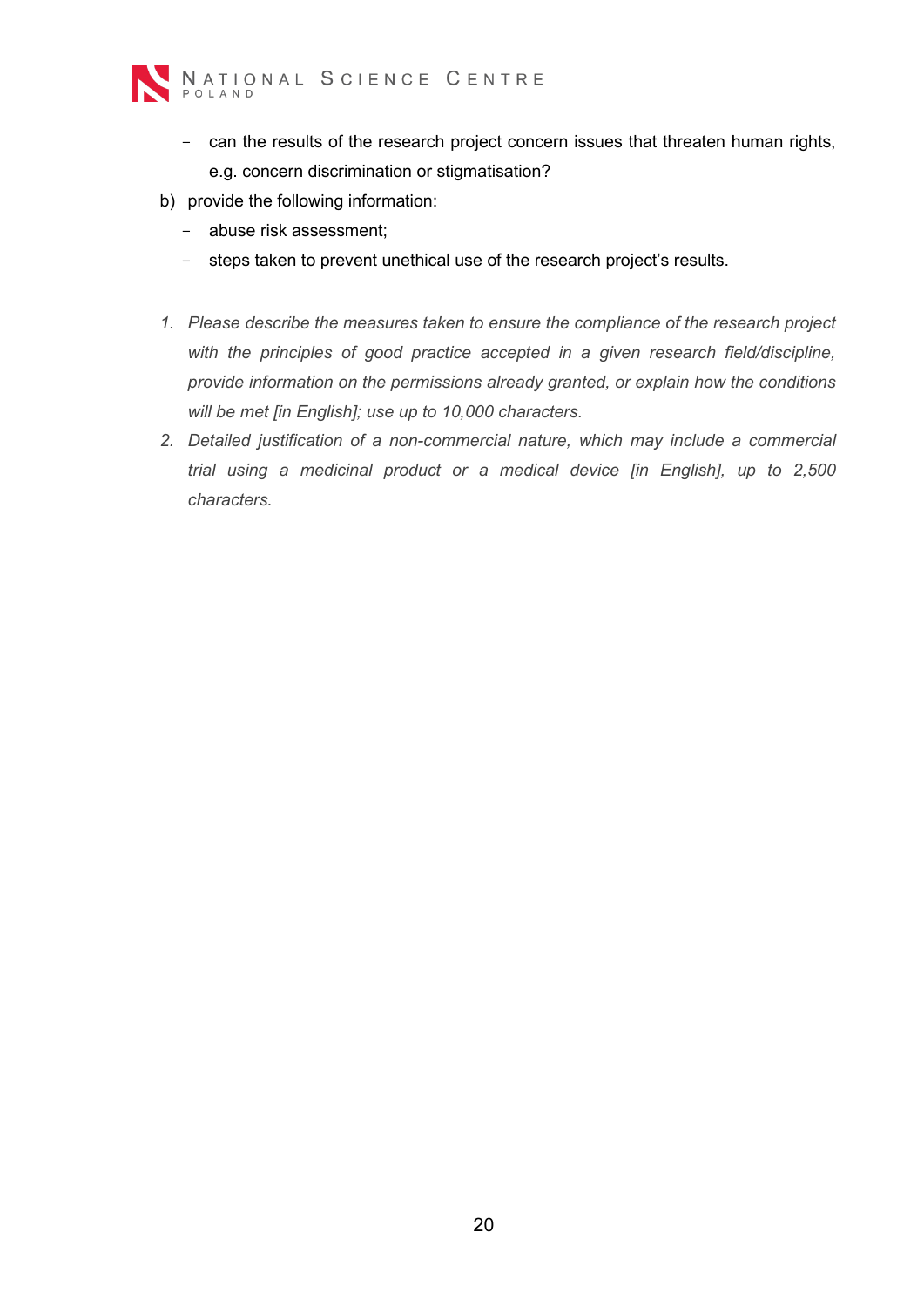- can the results of the research project concern issues that threaten human rights, e.g. concern discrimination or stigmatisation?

b) provide the following information:
   - abuse risk assessment;
   - steps taken to prevent unethical use of the research project's results.

1. *Please describe the measures taken to ensure the compliance of the research project with the principles of good practice accepted in a given research field/discipline, provide information on the permissions already granted, or explain how the conditions will be met [in English]; use up to 10,000 characters.*
2. *Detailed justification of a non-commercial nature, which may include a commercial trial using a medicinal product or a medical device [in English], up to 2,500 characters.*